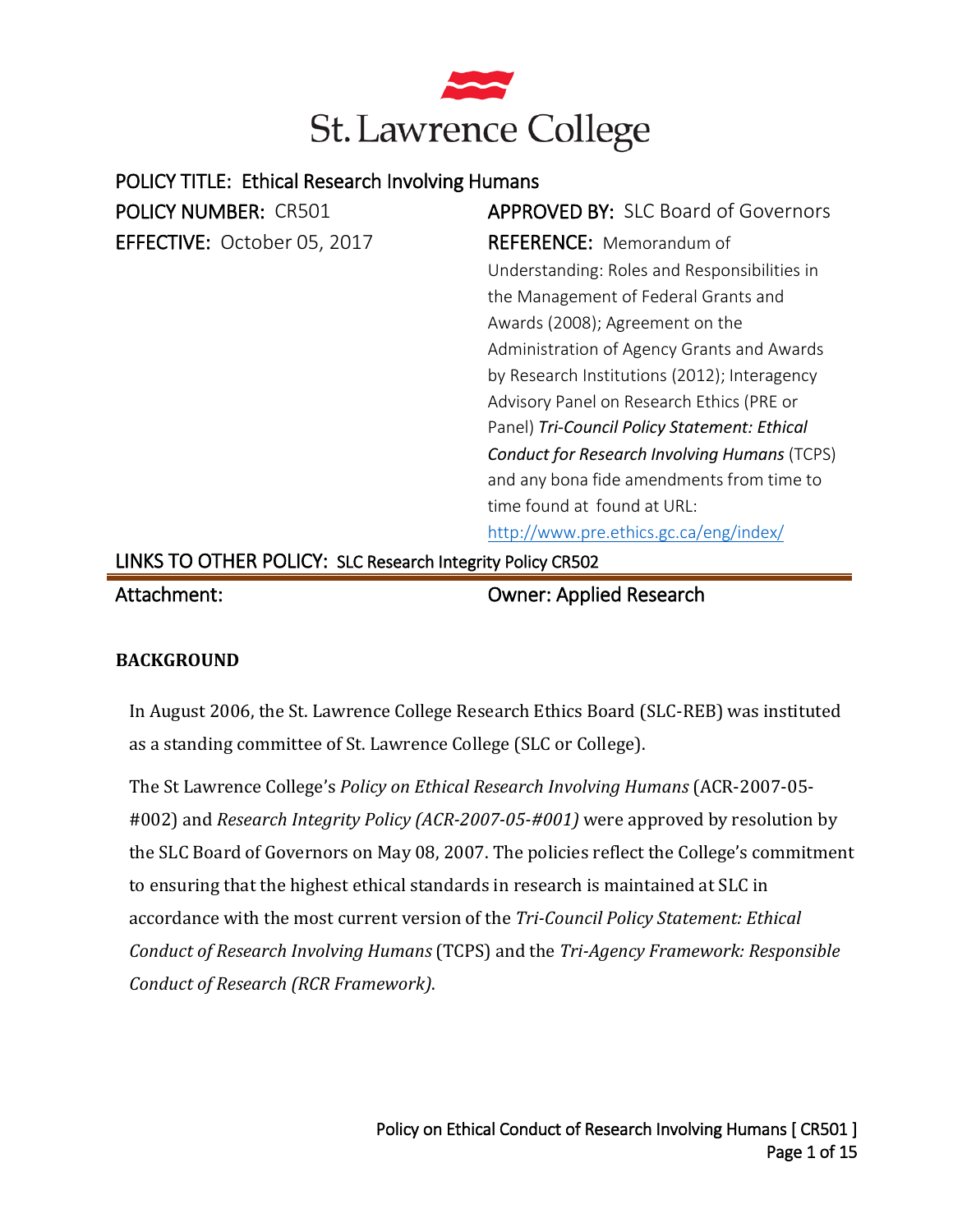# St. Lawrence College

**POLICY TITLE:** Ethical Research Involving Humans

**POLICY NUMBER:** CR501

**APPROVED BY:** SLC Board of Governors

**EFFECTIVE:** October 05, 2017

**REFERENCE:** Memorandum of Understanding: Roles and Responsibilities in the Management of Federal Grants and Awards (2008); Agreement on the Administration of Agency Grants and Awards by Research Institutions (2012); Interagency Advisory Panel on Research Ethics (PRE or Panel) *Tri-Council Policy Statement: Ethical Conduct for Research Involving Humans* (TCPS) and any bona fide amendments from time to time found at found at URL: http://www.pre.ethics.gc.ca/eng/index/

**LINKS TO OTHER POLICY:** SLC Research Integrity Policy CR502

**Attachment:**

**Owner:** Applied Research

## BACKGROUND

In August 2006, the St. Lawrence College Research Ethics Board (SLC-REB) was instituted as a standing committee of St. Lawrence College (SLC or College).

The St Lawrence College's *Policy on Ethical Research Involving Humans* (ACR-2007-05-#002) and *Research Integrity Policy (ACR-2007-05-#001)* were approved by resolution by the SLC Board of Governors on May 08, 2007. The policies reflect the College's commitment to ensuring that the highest ethical standards in research is maintained at SLC in accordance with the most current version of the *Tri-Council Policy Statement: Ethical Conduct of Research Involving Humans* (TCPS) and the *Tri-Agency Framework: Responsible Conduct of Research (RCR Framework).*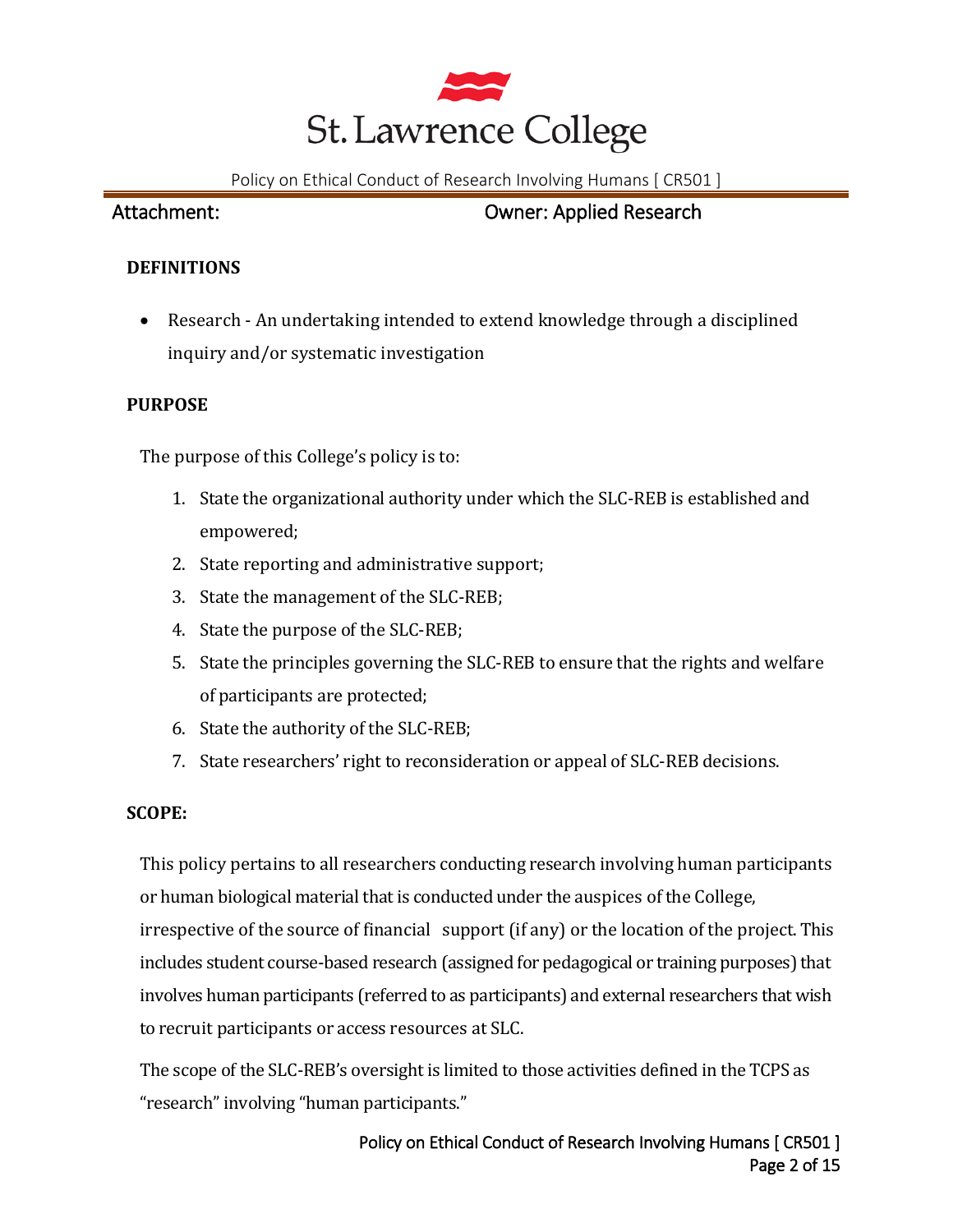Attachment: Owner: Applied Research

**DEFINITIONS**

- Research - An undertaking intended to extend knowledge through a disciplined inquiry and/or systematic investigation

**PURPOSE**

The purpose of this College's policy is to:

1. State the organizational authority under which the SLC-REB is established and empowered;
2. State reporting and administrative support;
3. State the management of the SLC-REB;
4. State the purpose of the SLC-REB;
5. State the principles governing the SLC-REB to ensure that the rights and welfare of participants are protected;
6. State the authority of the SLC-REB;
7. State researchers' right to reconsideration or appeal of SLC-REB decisions.

**SCOPE:**

This policy pertains to all researchers conducting research involving human participants or human biological material that is conducted under the auspices of the College, irrespective of the source of financial support (if any) or the location of the project. This includes student course-based research (assigned for pedagogical or training purposes) that involves human participants (referred to as participants) and external researchers that wish to recruit participants or access resources at SLC.

The scope of the SLC-REB's oversight is limited to those activities defined in the TCPS as "research" involving "human participants."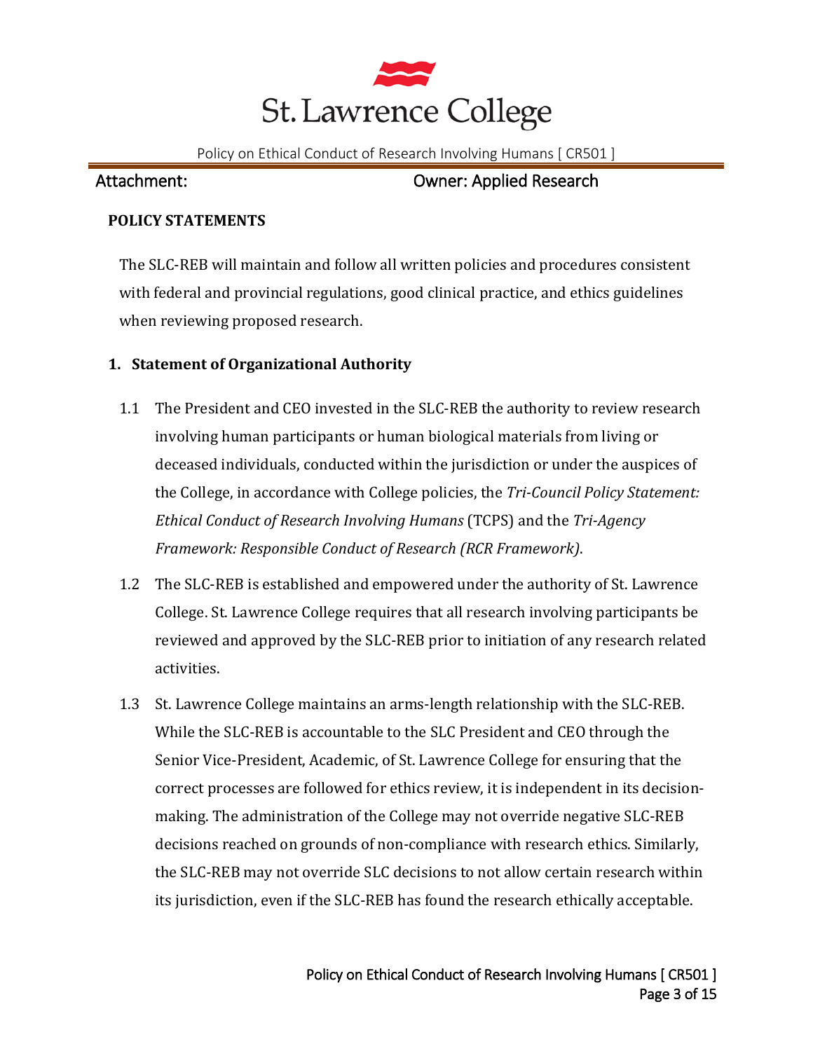Attachment: Owner: Applied Research

**POLICY STATEMENTS**

The SLC-REB will maintain and follow all written policies and procedures consistent with federal and provincial regulations, good clinical practice, and ethics guidelines when reviewing proposed research.

## 1. Statement of Organizational Authority

1.1 The President and CEO invested in the SLC-REB the authority to review research involving human participants or human biological materials from living or deceased individuals, conducted within the jurisdiction or under the auspices of the College, in accordance with College policies, the *Tri-Council Policy Statement: Ethical Conduct of Research Involving Humans* (TCPS) and the *Tri-Agency Framework: Responsible Conduct of Research (RCR Framework)*.

1.2 The SLC-REB is established and empowered under the authority of St. Lawrence College. St. Lawrence College requires that all research involving participants be reviewed and approved by the SLC-REB prior to initiation of any research related activities.

1.3 St. Lawrence College maintains an arms-length relationship with the SLC-REB. While the SLC-REB is accountable to the SLC President and CEO through the Senior Vice-President, Academic, of St. Lawrence College for ensuring that the correct processes are followed for ethics review, it is independent in its decision-making. The administration of the College may not override negative SLC-REB decisions reached on grounds of non-compliance with research ethics. Similarly, the SLC-REB may not override SLC decisions to not allow certain research within its jurisdiction, even if the SLC-REB has found the research ethically acceptable.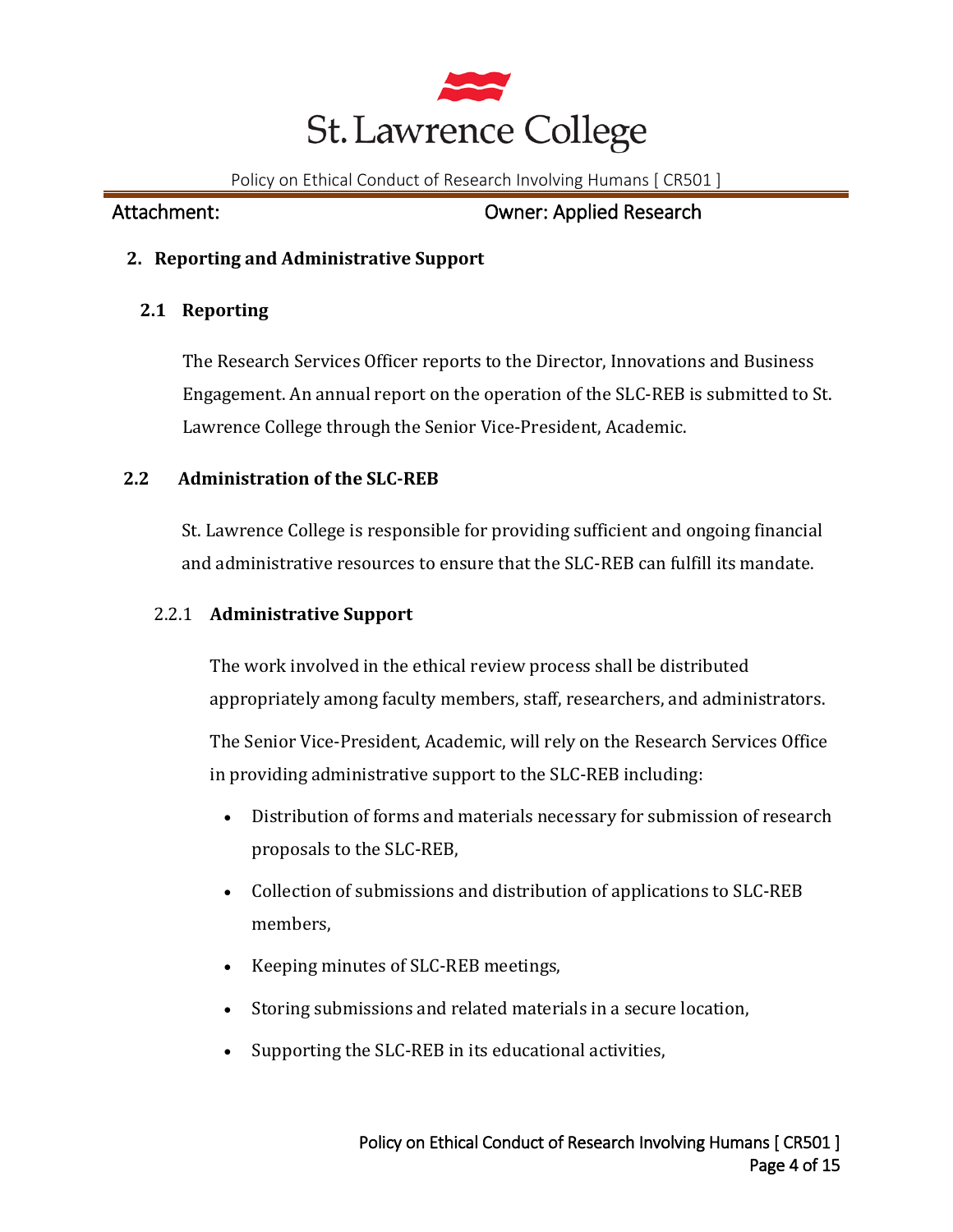## 2. Reporting and Administrative Support

### 2.1 Reporting

The Research Services Officer reports to the Director, Innovations and Business Engagement. An annual report on the operation of the SLC-REB is submitted to St. Lawrence College through the Senior Vice-President, Academic.

### 2.2 Administration of the SLC-REB

St. Lawrence College is responsible for providing sufficient and ongoing financial and administrative resources to ensure that the SLC-REB can fulfill its mandate.

#### 2.2.1 Administrative Support

The work involved in the ethical review process shall be distributed appropriately among faculty members, staff, researchers, and administrators.

The Senior Vice-President, Academic, will rely on the Research Services Office in providing administrative support to the SLC-REB including:

- Distribution of forms and materials necessary for submission of research proposals to the SLC-REB,
- Collection of submissions and distribution of applications to SLC-REB members,
- Keeping minutes of SLC-REB meetings,
- Storing submissions and related materials in a secure location,
- Supporting the SLC-REB in its educational activities,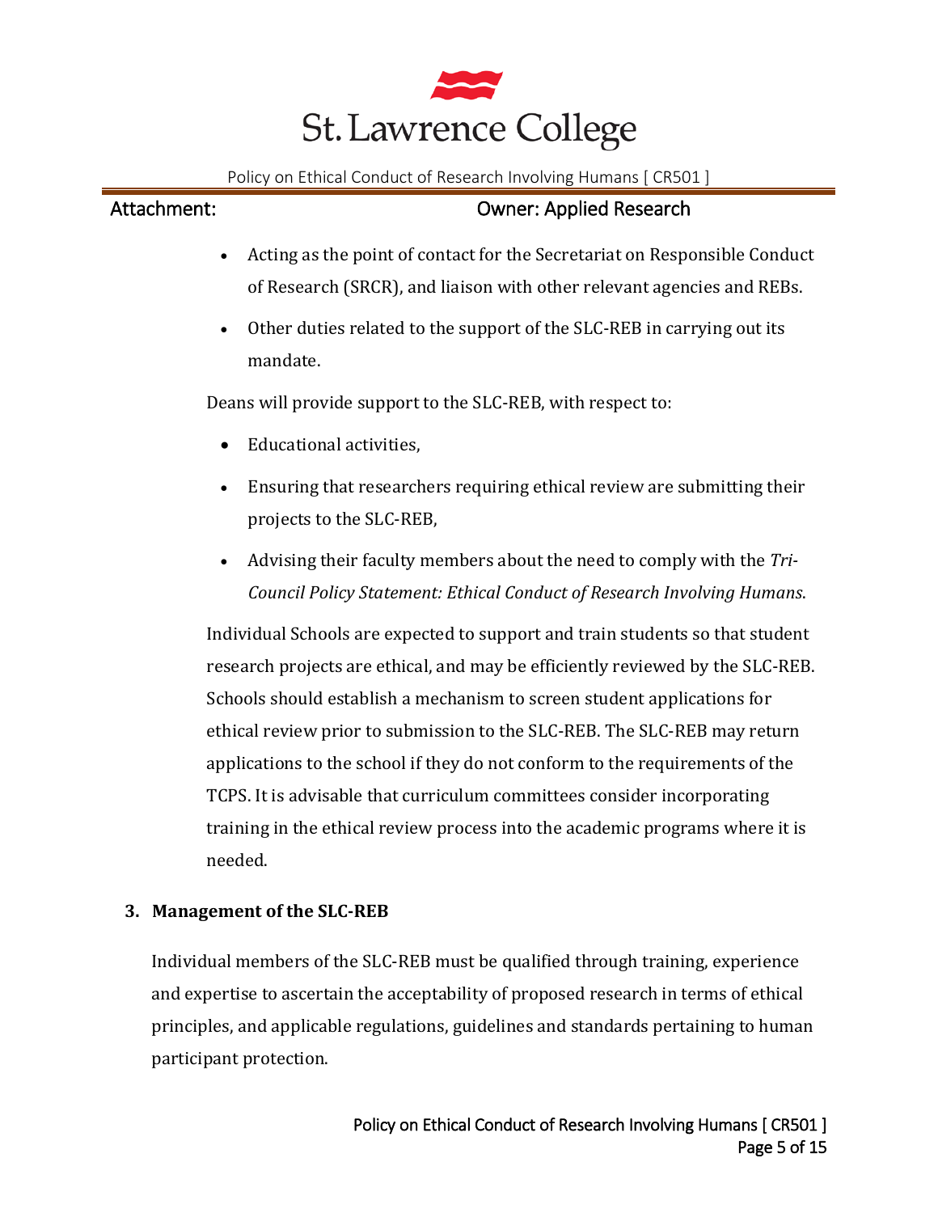- Acting as the point of contact for the Secretariat on Responsible Conduct of Research (SRCR), and liaison with other relevant agencies and REBs.
- Other duties related to the support of the SLC-REB in carrying out its mandate.

Deans will provide support to the SLC-REB, with respect to:

- Educational activities,
- Ensuring that researchers requiring ethical review are submitting their projects to the SLC-REB,
- Advising their faculty members about the need to comply with the *Tri-Council Policy Statement: Ethical Conduct of Research Involving Humans*.

Individual Schools are expected to support and train students so that student research projects are ethical, and may be efficiently reviewed by the SLC-REB. Schools should establish a mechanism to screen student applications for ethical review prior to submission to the SLC-REB. The SLC-REB may return applications to the school if they do not conform to the requirements of the TCPS. It is advisable that curriculum committees consider incorporating training in the ethical review process into the academic programs where it is needed.

**3. Management of the SLC-REB**

Individual members of the SLC-REB must be qualified through training, experience and expertise to ascertain the acceptability of proposed research in terms of ethical principles, and applicable regulations, guidelines and standards pertaining to human participant protection.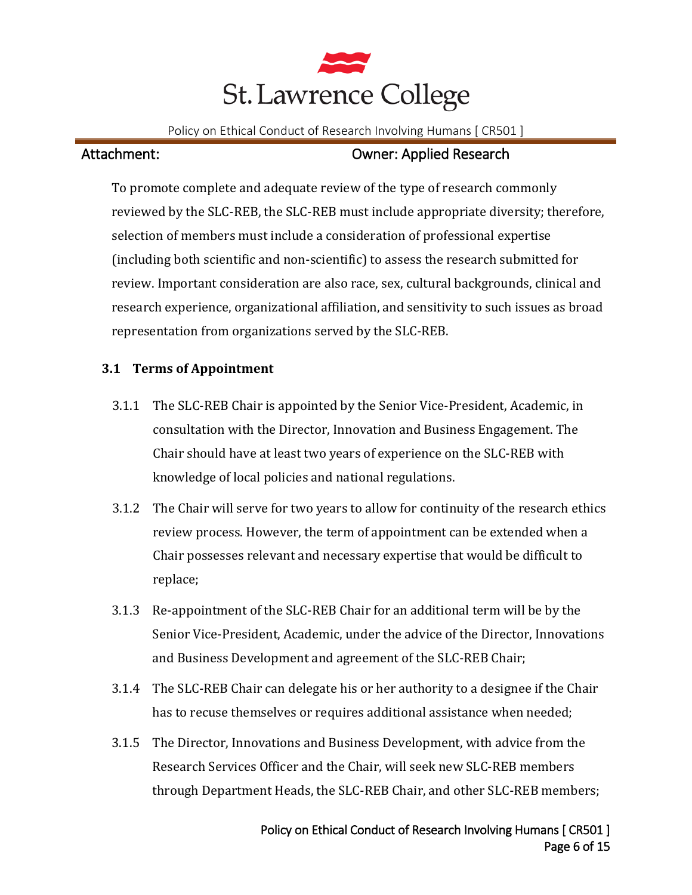Attachment: Owner: Applied Research

To promote complete and adequate review of the type of research commonly reviewed by the SLC-REB, the SLC-REB must include appropriate diversity; therefore, selection of members must include a consideration of professional expertise (including both scientific and non-scientific) to assess the research submitted for review. Important consideration are also race, sex, cultural backgrounds, clinical and research experience, organizational affiliation, and sensitivity to such issues as broad representation from organizations served by the SLC-REB.

### 3.1 Terms of Appointment

3.1.1 The SLC-REB Chair is appointed by the Senior Vice-President, Academic, in consultation with the Director, Innovation and Business Engagement. The Chair should have at least two years of experience on the SLC-REB with knowledge of local policies and national regulations.

3.1.2 The Chair will serve for two years to allow for continuity of the research ethics review process. However, the term of appointment can be extended when a Chair possesses relevant and necessary expertise that would be difficult to replace;

3.1.3 Re-appointment of the SLC-REB Chair for an additional term will be by the Senior Vice-President, Academic, under the advice of the Director, Innovations and Business Development and agreement of the SLC-REB Chair;

3.1.4 The SLC-REB Chair can delegate his or her authority to a designee if the Chair has to recuse themselves or requires additional assistance when needed;

3.1.5 The Director, Innovations and Business Development, with advice from the Research Services Officer and the Chair, will seek new SLC-REB members through Department Heads, the SLC-REB Chair, and other SLC-REB members;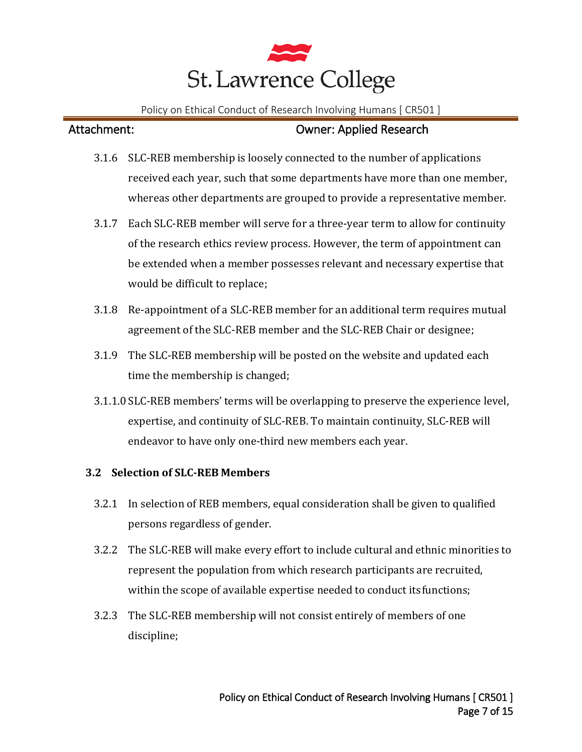3.1.6 SLC-REB membership is loosely connected to the number of applications received each year, such that some departments have more than one member, whereas other departments are grouped to provide a representative member.

3.1.7 Each SLC-REB member will serve for a three-year term to allow for continuity of the research ethics review process. However, the term of appointment can be extended when a member possesses relevant and necessary expertise that would be difficult to replace;

3.1.8 Re-appointment of a SLC-REB member for an additional term requires mutual agreement of the SLC-REB member and the SLC-REB Chair or designee;

3.1.9 The SLC-REB membership will be posted on the website and updated each time the membership is changed;

3.1.1.0 SLC-REB members' terms will be overlapping to preserve the experience level, expertise, and continuity of SLC-REB. To maintain continuity, SLC-REB will endeavor to have only one-third new members each year.

### 3.2 Selection of SLC-REB Members

3.2.1 In selection of REB members, equal consideration shall be given to qualified persons regardless of gender.

3.2.2 The SLC-REB will make every effort to include cultural and ethnic minorities to represent the population from which research participants are recruited, within the scope of available expertise needed to conduct its functions;

3.2.3 The SLC-REB membership will not consist entirely of members of one discipline;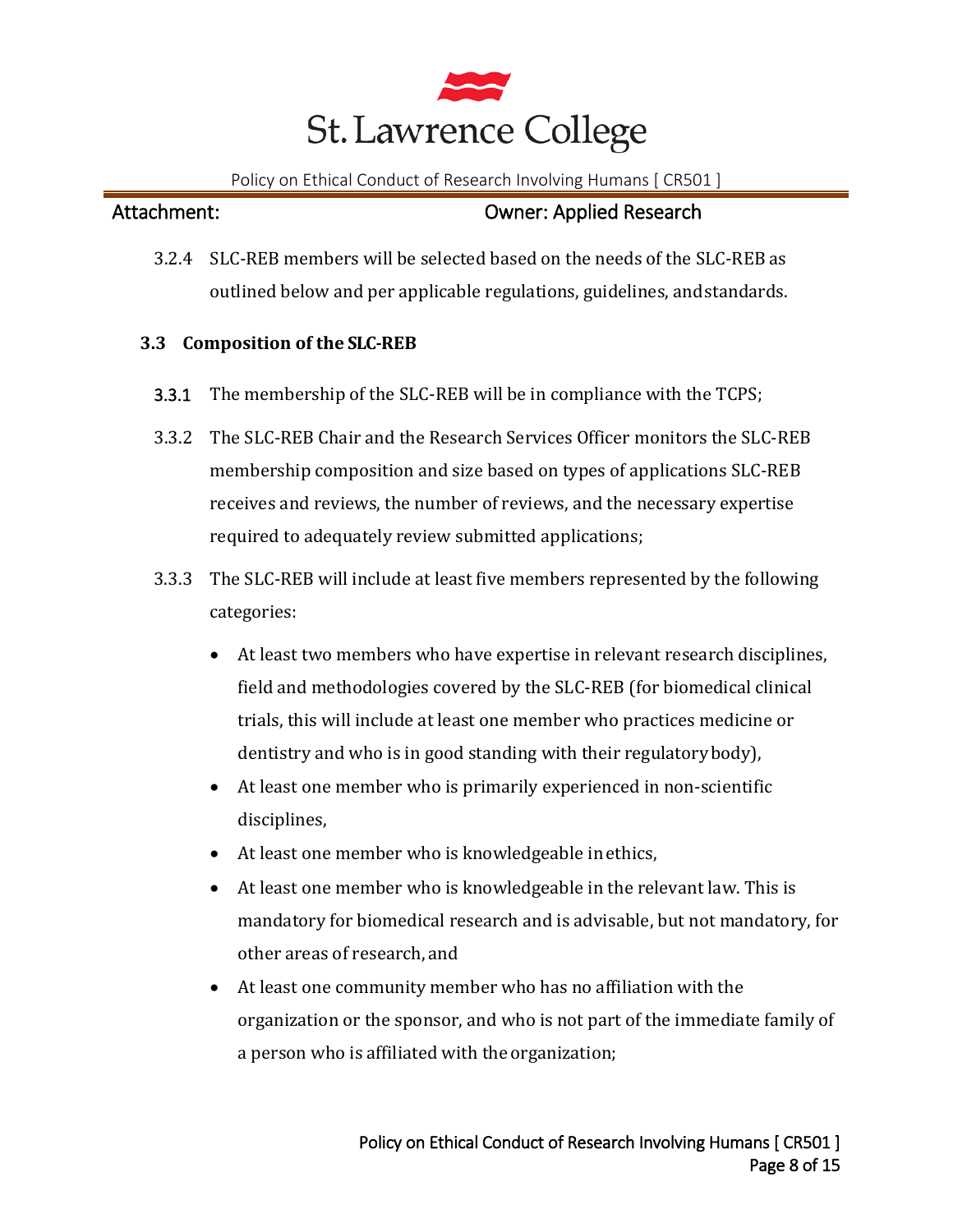3.2.4 SLC-REB members will be selected based on the needs of the SLC-REB as outlined below and per applicable regulations, guidelines, and standards.

### 3.3 Composition of the SLC-REB

3.3.1 The membership of the SLC-REB will be in compliance with the TCPS;

3.3.2 The SLC-REB Chair and the Research Services Officer monitors the SLC-REB membership composition and size based on types of applications SLC-REB receives and reviews, the number of reviews, and the necessary expertise required to adequately review submitted applications;

3.3.3 The SLC-REB will include at least five members represented by the following categories:

- At least two members who have expertise in relevant research disciplines, field and methodologies covered by the SLC-REB (for biomedical clinical trials, this will include at least one member who practices medicine or dentistry and who is in good standing with their regulatory body),
- At least one member who is primarily experienced in non-scientific disciplines,
- At least one member who is knowledgeable in ethics,
- At least one member who is knowledgeable in the relevant law. This is mandatory for biomedical research and is advisable, but not mandatory, for other areas of research, and
- At least one community member who has no affiliation with the organization or the sponsor, and who is not part of the immediate family of a person who is affiliated with the organization;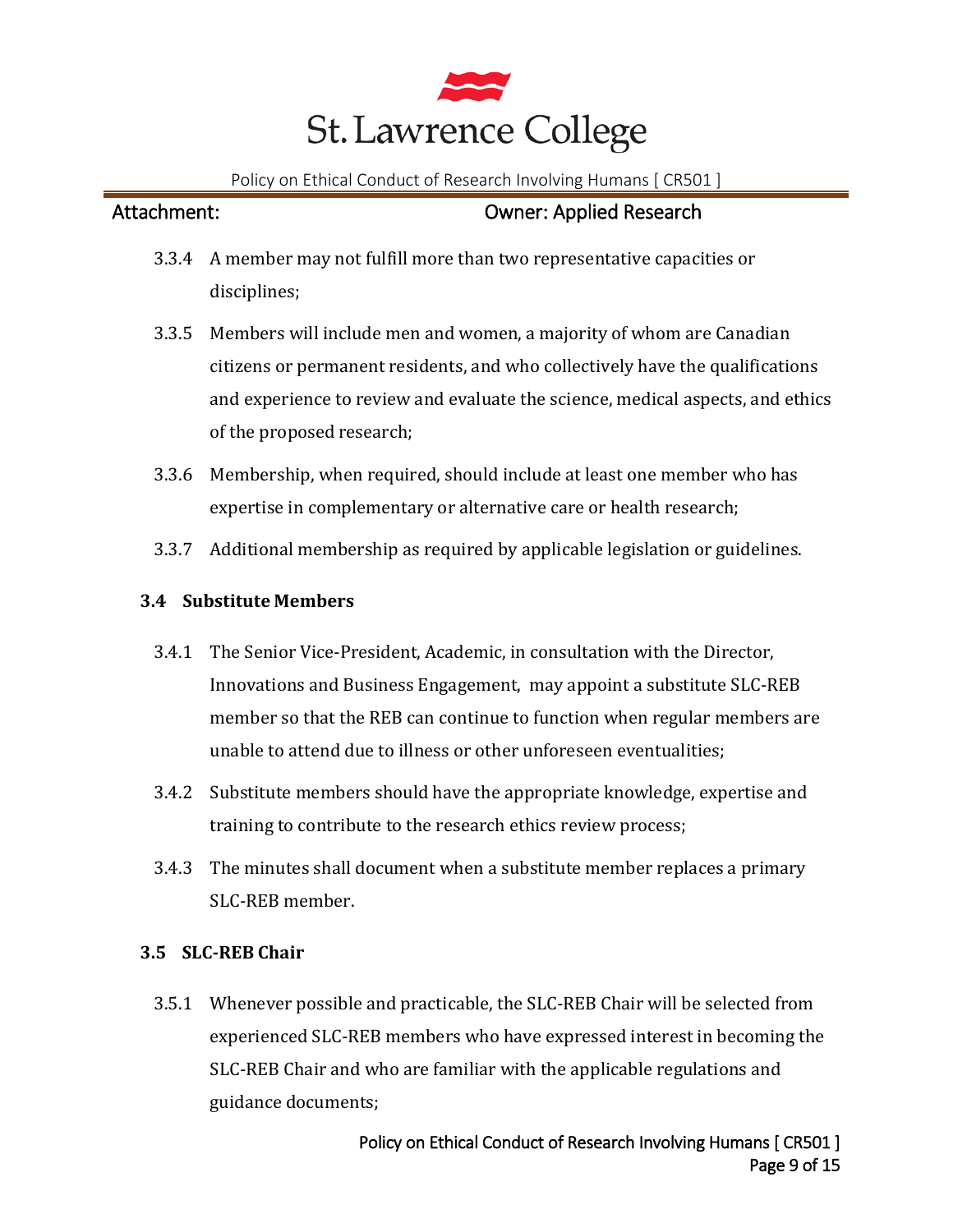3.3.4 A member may not fulfill more than two representative capacities or disciplines;

3.3.5 Members will include men and women, a majority of whom are Canadian citizens or permanent residents, and who collectively have the qualifications and experience to review and evaluate the science, medical aspects, and ethics of the proposed research;

3.3.6 Membership, when required, should include at least one member who has expertise in complementary or alternative care or health research;

3.3.7 Additional membership as required by applicable legislation or guidelines.

### 3.4 Substitute Members

3.4.1 The Senior Vice-President, Academic, in consultation with the Director, Innovations and Business Engagement, may appoint a substitute SLC-REB member so that the REB can continue to function when regular members are unable to attend due to illness or other unforeseen eventualities;

3.4.2 Substitute members should have the appropriate knowledge, expertise and training to contribute to the research ethics review process;

3.4.3 The minutes shall document when a substitute member replaces a primary SLC-REB member.

### 3.5 SLC-REB Chair

3.5.1 Whenever possible and practicable, the SLC-REB Chair will be selected from experienced SLC-REB members who have expressed interest in becoming the SLC-REB Chair and who are familiar with the applicable regulations and guidance documents;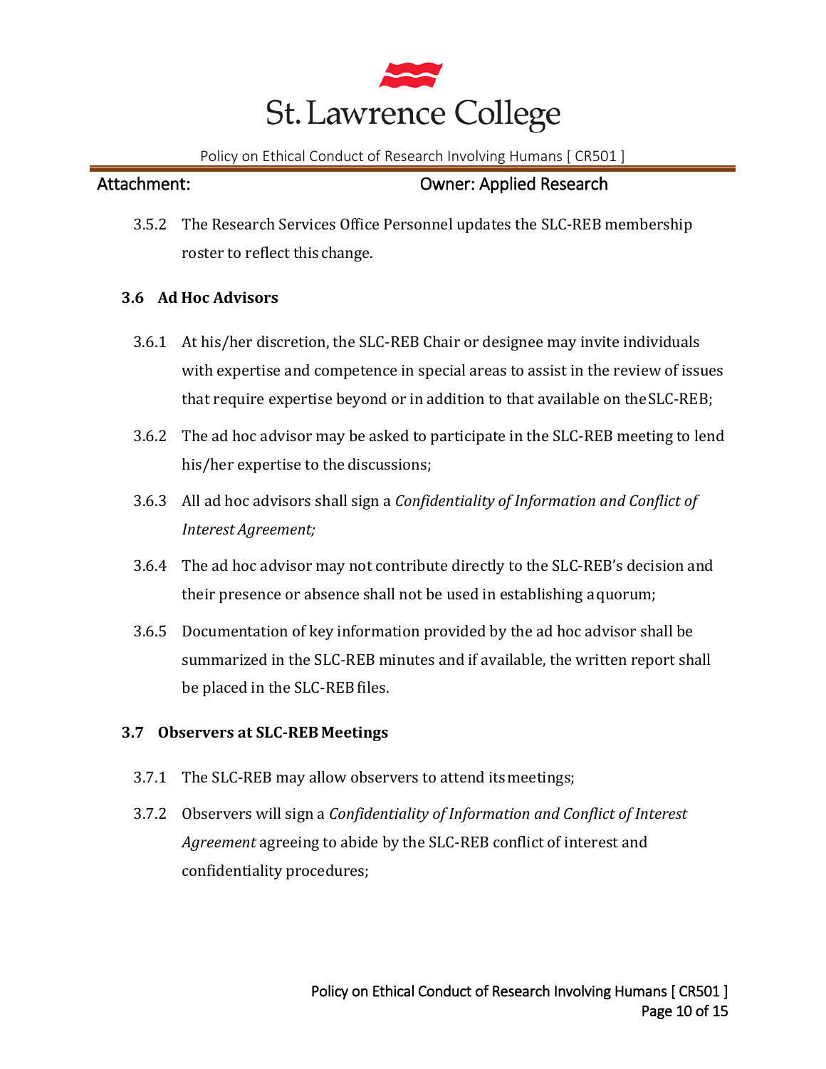3.5.2 The Research Services Office Personnel updates the SLC-REB membership roster to reflect this change.

### 3.6 Ad Hoc Advisors

3.6.1 At his/her discretion, the SLC-REB Chair or designee may invite individuals with expertise and competence in special areas to assist in the review of issues that require expertise beyond or in addition to that available on the SLC-REB;

3.6.2 The ad hoc advisor may be asked to participate in the SLC-REB meeting to lend his/her expertise to the discussions;

3.6.3 All ad hoc advisors shall sign a *Confidentiality of Information and Conflict of Interest Agreement;*

3.6.4 The ad hoc advisor may not contribute directly to the SLC-REB's decision and their presence or absence shall not be used in establishing a quorum;

3.6.5 Documentation of key information provided by the ad hoc advisor shall be summarized in the SLC-REB minutes and if available, the written report shall be placed in the SLC-REB files.

### 3.7 Observers at SLC-REB Meetings

3.7.1 The SLC-REB may allow observers to attend its meetings;

3.7.2 Observers will sign a *Confidentiality of Information and Conflict of Interest Agreement* agreeing to abide by the SLC-REB conflict of interest and confidentiality procedures;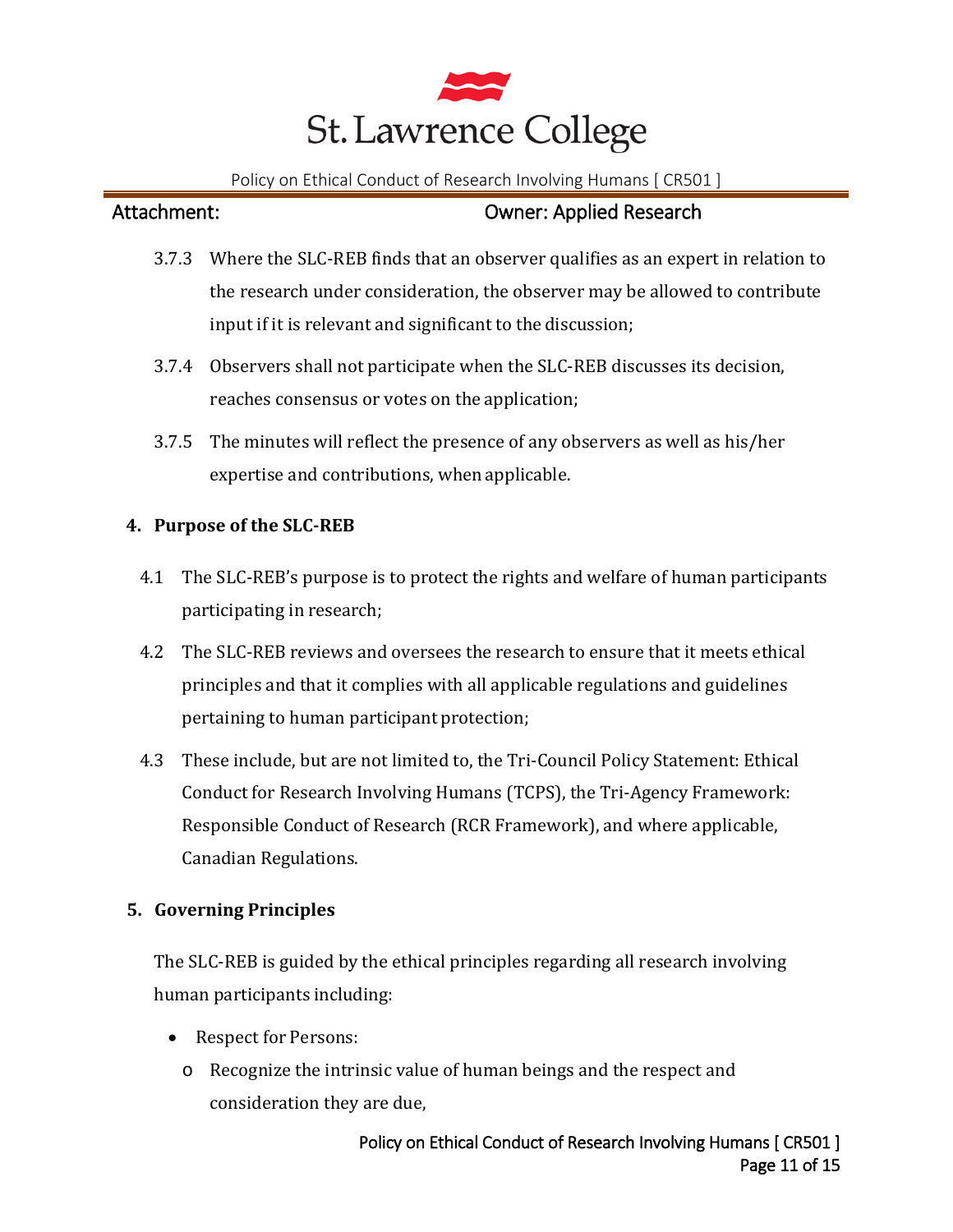3.7.3 Where the SLC-REB finds that an observer qualifies as an expert in relation to the research under consideration, the observer may be allowed to contribute input if it is relevant and significant to the discussion;

3.7.4 Observers shall not participate when the SLC-REB discusses its decision, reaches consensus or votes on the application;

3.7.5 The minutes will reflect the presence of any observers as well as his/her expertise and contributions, when applicable.

## 4. Purpose of the SLC-REB

4.1 The SLC-REB's purpose is to protect the rights and welfare of human participants participating in research;

4.2 The SLC-REB reviews and oversees the research to ensure that it meets ethical principles and that it complies with all applicable regulations and guidelines pertaining to human participant protection;

4.3 These include, but are not limited to, the Tri-Council Policy Statement: Ethical Conduct for Research Involving Humans (TCPS), the Tri-Agency Framework: Responsible Conduct of Research (RCR Framework), and where applicable, Canadian Regulations.

## 5. Governing Principles

The SLC-REB is guided by the ethical principles regarding all research involving human participants including:

- Respect for Persons:
  - Recognize the intrinsic value of human beings and the respect and consideration they are due,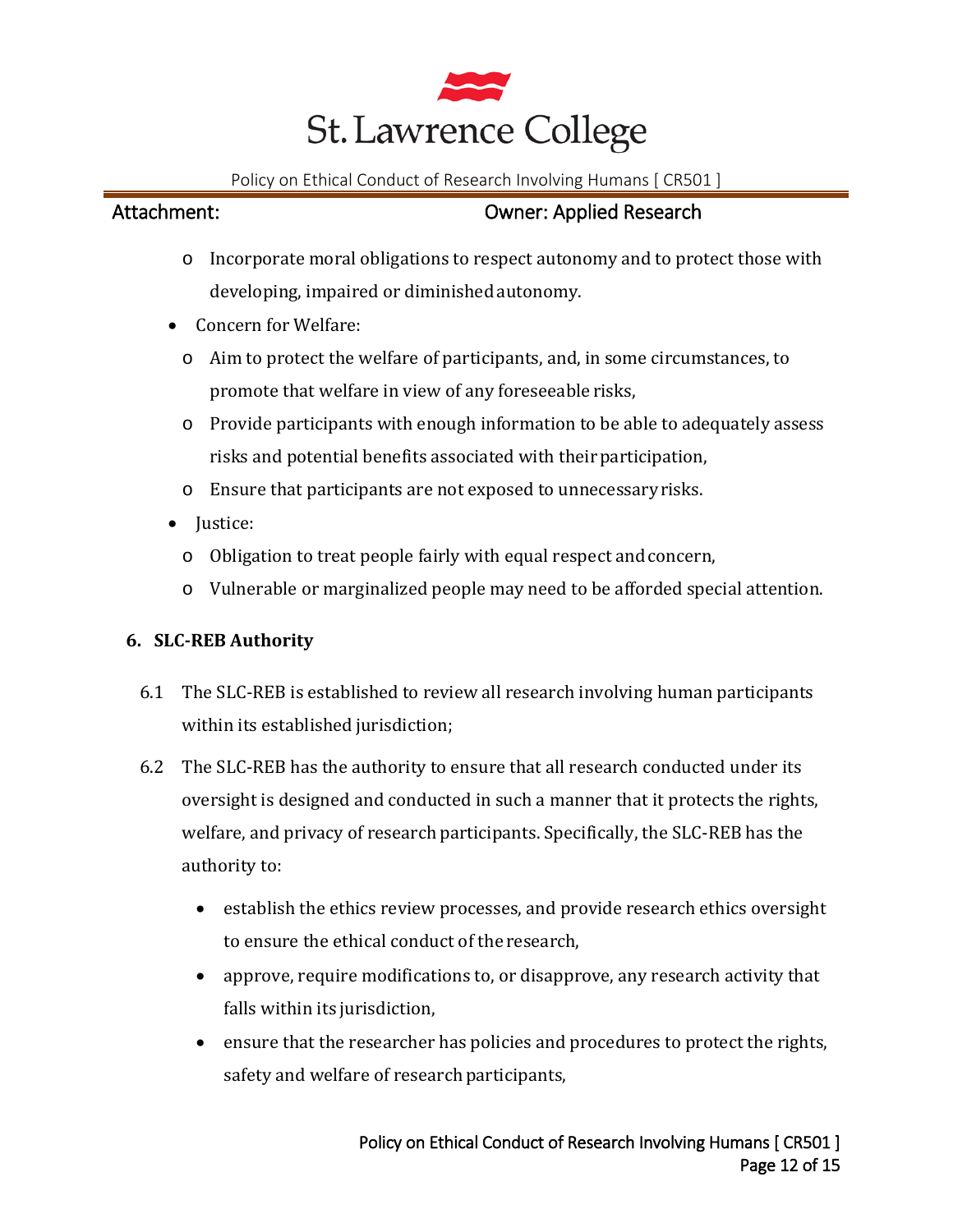- Incorporate moral obligations to respect autonomy and to protect those with developing, impaired or diminished autonomy.

- Concern for Welfare:
  - Aim to protect the welfare of participants, and, in some circumstances, to promote that welfare in view of any foreseeable risks,
  - Provide participants with enough information to be able to adequately assess risks and potential benefits associated with their participation,
  - Ensure that participants are not exposed to unnecessary risks.
- Justice:
  - Obligation to treat people fairly with equal respect and concern,
  - Vulnerable or marginalized people may need to be afforded special attention.

**6. SLC-REB Authority**

6.1 The SLC-REB is established to review all research involving human participants within its established jurisdiction;

6.2 The SLC-REB has the authority to ensure that all research conducted under its oversight is designed and conducted in such a manner that it protects the rights, welfare, and privacy of research participants. Specifically, the SLC-REB has the authority to:

- establish the ethics review processes, and provide research ethics oversight to ensure the ethical conduct of the research,
- approve, require modifications to, or disapprove, any research activity that falls within its jurisdiction,
- ensure that the researcher has policies and procedures to protect the rights, safety and welfare of research participants,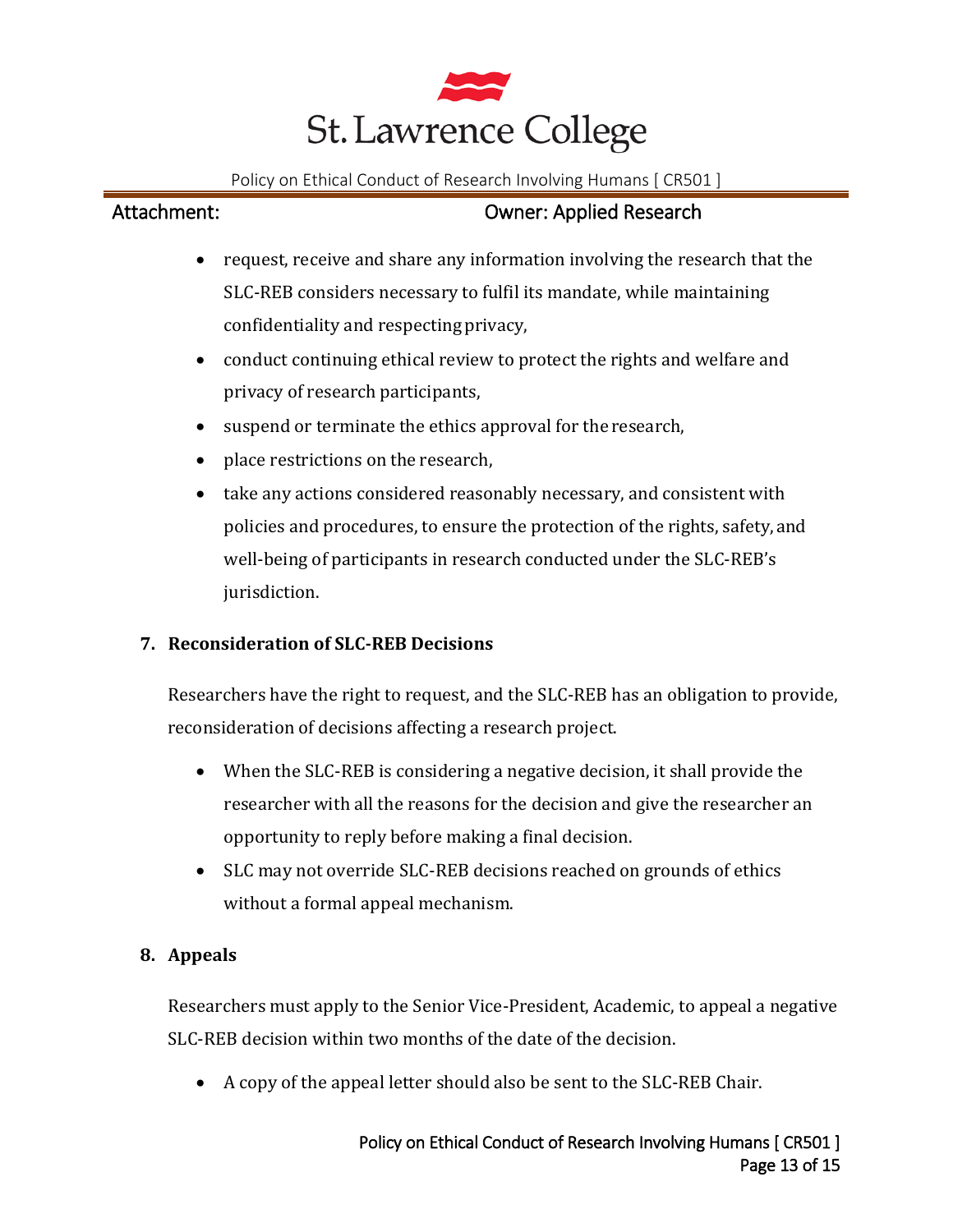- request, receive and share any information involving the research that the SLC-REB considers necessary to fulfil its mandate, while maintaining confidentiality and respecting privacy,
- conduct continuing ethical review to protect the rights and welfare and privacy of research participants,
- suspend or terminate the ethics approval for the research,
- place restrictions on the research,
- take any actions considered reasonably necessary, and consistent with policies and procedures, to ensure the protection of the rights, safety, and well-being of participants in research conducted under the SLC-REB's jurisdiction.

## 7. Reconsideration of SLC-REB Decisions

Researchers have the right to request, and the SLC-REB has an obligation to provide, reconsideration of decisions affecting a research project.

- When the SLC-REB is considering a negative decision, it shall provide the researcher with all the reasons for the decision and give the researcher an opportunity to reply before making a final decision.
- SLC may not override SLC-REB decisions reached on grounds of ethics without a formal appeal mechanism.

## 8. Appeals

Researchers must apply to the Senior Vice-President, Academic, to appeal a negative SLC-REB decision within two months of the date of the decision.

- A copy of the appeal letter should also be sent to the SLC-REB Chair.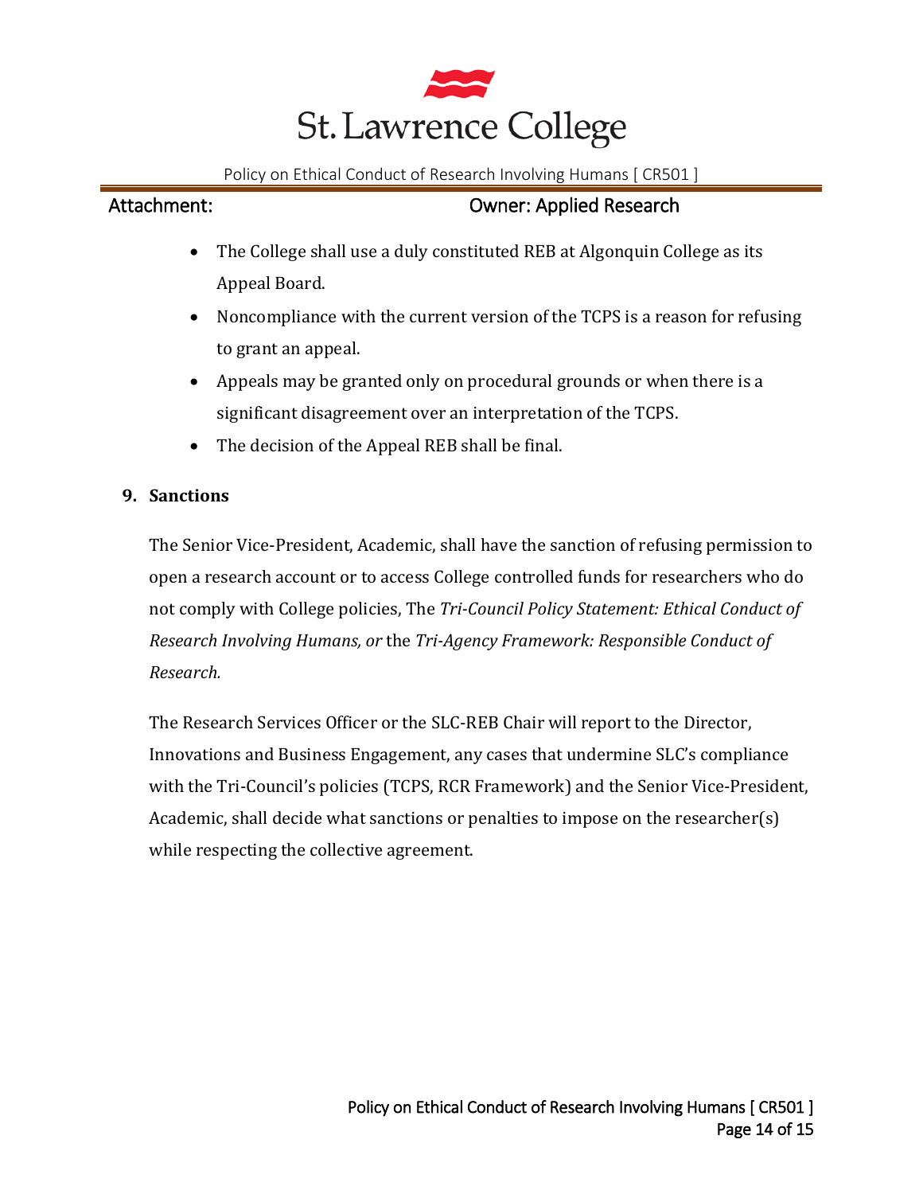- The College shall use a duly constituted REB at Algonquin College as its Appeal Board.
- Noncompliance with the current version of the TCPS is a reason for refusing to grant an appeal.
- Appeals may be granted only on procedural grounds or when there is a significant disagreement over an interpretation of the TCPS.
- The decision of the Appeal REB shall be final.

## 9. Sanctions

The Senior Vice-President, Academic, shall have the sanction of refusing permission to open a research account or to access College controlled funds for researchers who do not comply with College policies, The *Tri-Council Policy Statement: Ethical Conduct of Research Involving Humans, or* the *Tri-Agency Framework: Responsible Conduct of Research.*

The Research Services Officer or the SLC-REB Chair will report to the Director, Innovations and Business Engagement, any cases that undermine SLC's compliance with the Tri-Council's policies (TCPS, RCR Framework) and the Senior Vice-President, Academic, shall decide what sanctions or penalties to impose on the researcher(s) while respecting the collective agreement.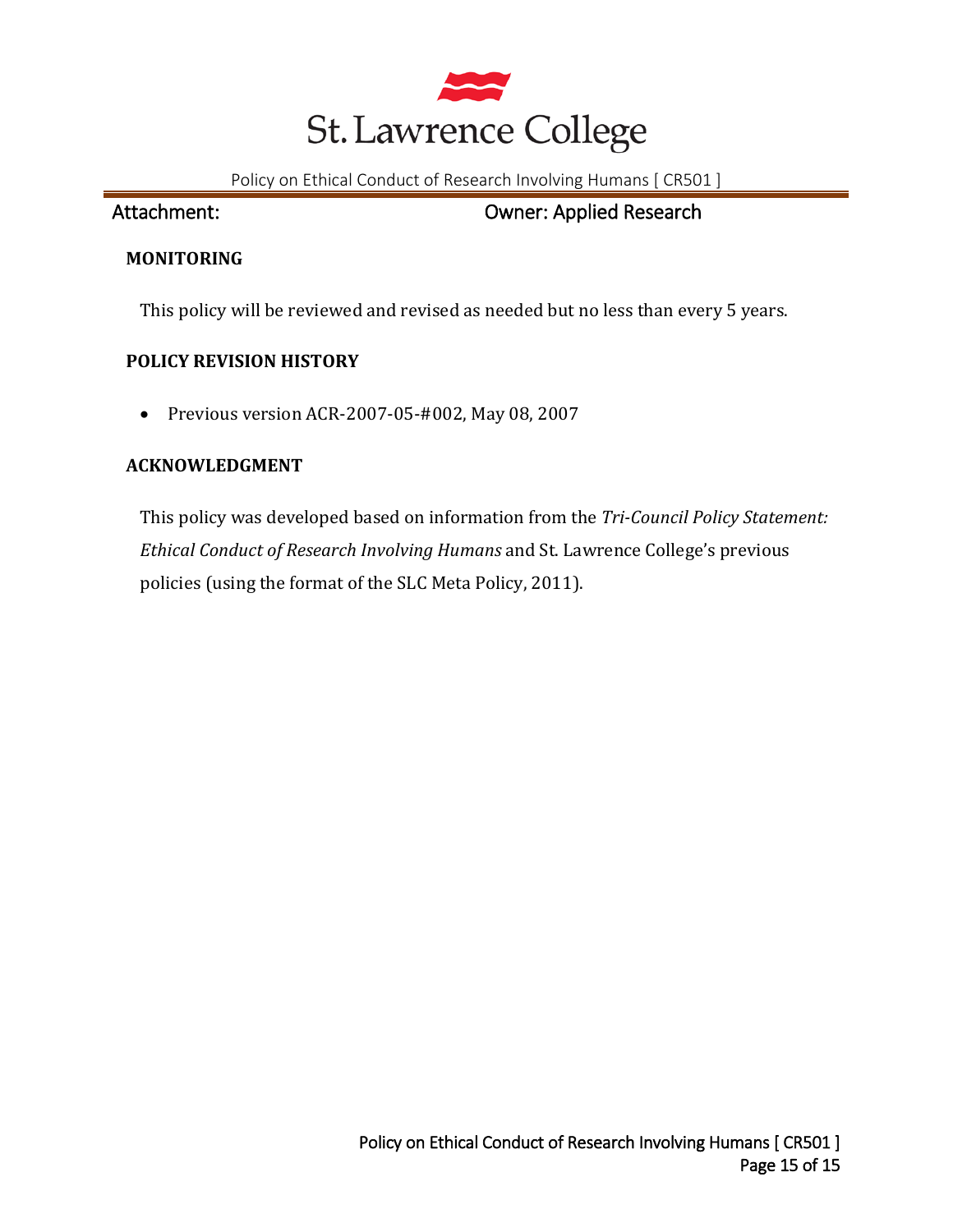## MONITORING

This policy will be reviewed and revised as needed but no less than every 5 years.

## POLICY REVISION HISTORY

- Previous version ACR-2007-05-#002, May 08, 2007

## ACKNOWLEDGMENT

This policy was developed based on information from the *Tri-Council Policy Statement: Ethical Conduct of Research Involving Humans* and St. Lawrence College's previous policies (using the format of the SLC Meta Policy, 2011).